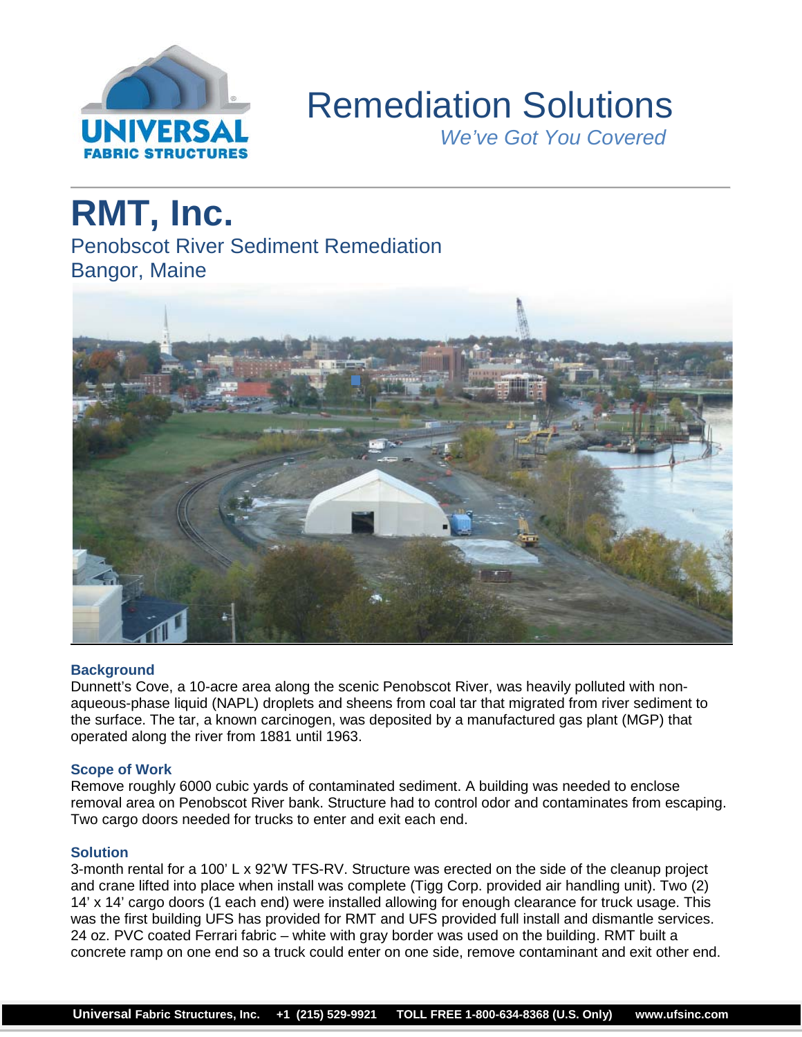# Remediation Solutions

*We've Got You Covered*

# RMT, Inc.

## Penobscot River Sediment Remediation
## Bangor, Maine

### Background

Dunnett's Cove, a 10-acre area along the scenic Penobscot River, was heavily polluted with non-aqueous-phase liquid (NAPL) droplets and sheens from coal tar that migrated from river sediment to the surface. The tar, a known carcinogen, was deposited by a manufactured gas plant (MGP) that operated along the river from 1881 until 1963.

### Scope of Work

Remove roughly 6000 cubic yards of contaminated sediment. A building was needed to enclose removal area on Penobscot River bank. Structure had to control odor and contaminates from escaping. Two cargo doors needed for trucks to enter and exit each end.

### Solution

3-month rental for a 100' L x 92'W TFS-RV. Structure was erected on the side of the cleanup project and crane lifted into place when install was complete (Tigg Corp. provided air handling unit). Two (2) 14' x 14' cargo doors (1 each end) were installed allowing for enough clearance for truck usage. This was the first building UFS has provided for RMT and UFS provided full install and dismantle services. 24 oz. PVC coated Ferrari fabric – white with gray border was used on the building. RMT built a concrete ramp on one end so a truck could enter on one side, remove contaminant and exit other end.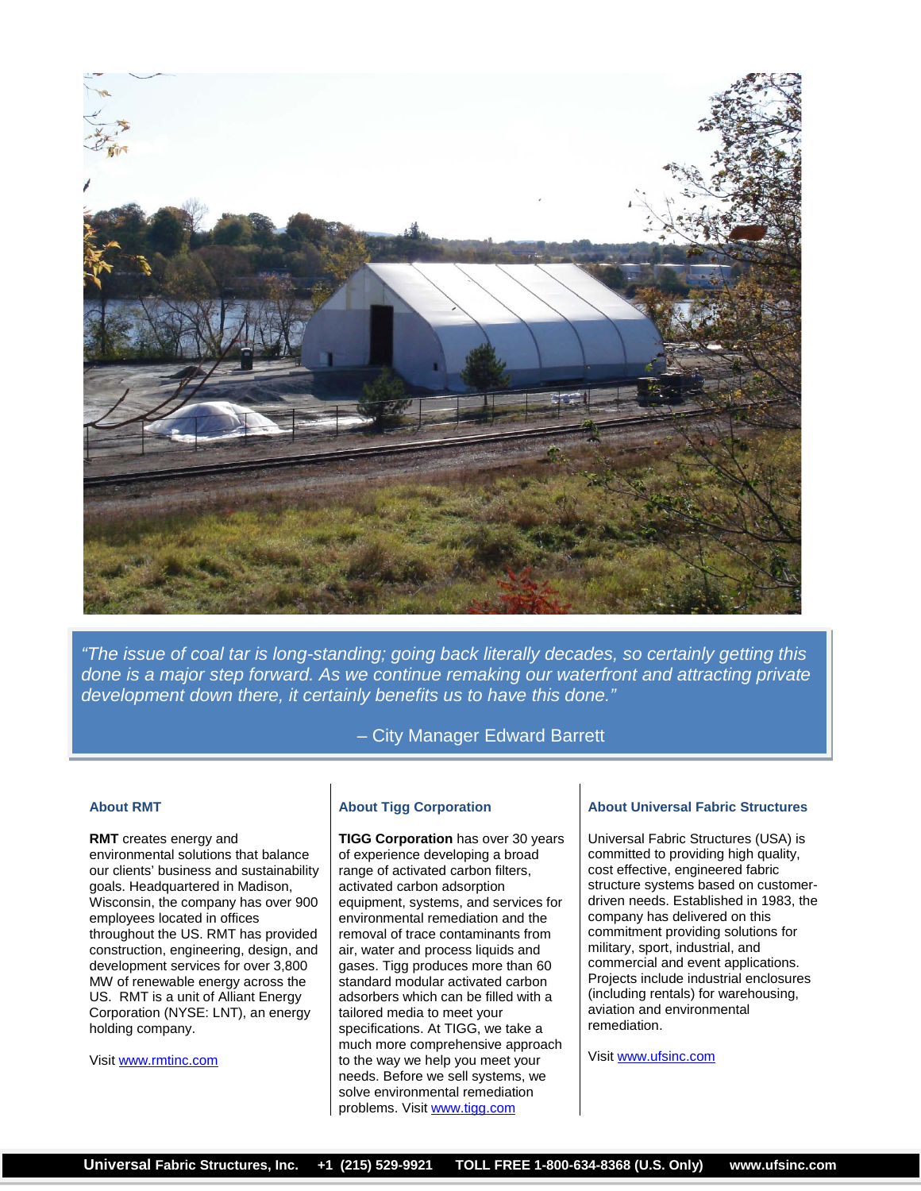*"The issue of coal tar is long-standing; going back literally decades, so certainly getting this done is a major step forward. As we continue remaking our waterfront and attracting private development down there, it certainly benefits us to have this done."*

– City Manager Edward Barrett

### About RMT

**RMT** creates energy and environmental solutions that balance our clients' business and sustainability goals. Headquartered in Madison, Wisconsin, the company has over 900 employees located in offices throughout the US. RMT has provided construction, engineering, design, and development services for over 3,800 MW of renewable energy across the US. RMT is a unit of Alliant Energy Corporation (NYSE: LNT), an energy holding company.

Visit [www.rmtinc.com](http://www.rmtinc.com)

### About Tigg Corporation

**TIGG Corporation** has over 30 years of experience developing a broad range of activated carbon filters, activated carbon adsorption equipment, systems, and services for environmental remediation and the removal of trace contaminants from air, water and process liquids and gases. Tigg produces more than 60 standard modular activated carbon adsorbers which can be filled with a tailored media to meet your specifications. At TIGG, we take a much more comprehensive approach to the way we help you meet your needs. Before we sell systems, we solve environmental remediation problems. Visit [www.tigg.com](http://www.tigg.com)

### About Universal Fabric Structures

Universal Fabric Structures (USA) is committed to providing high quality, cost effective, engineered fabric structure systems based on customer-driven needs. Established in 1983, the company has delivered on this commitment providing solutions for military, sport, industrial, and commercial and event applications. Projects include industrial enclosures (including rentals) for warehousing, aviation and environmental remediation.

Visit [www.ufsinc.com](http://www.ufsinc.com)

**Universal Fabric Structures, Inc. +1 (215) 529-9921 TOLL FREE 1-800-634-8368 (U.S. Only) www.ufsinc.com**